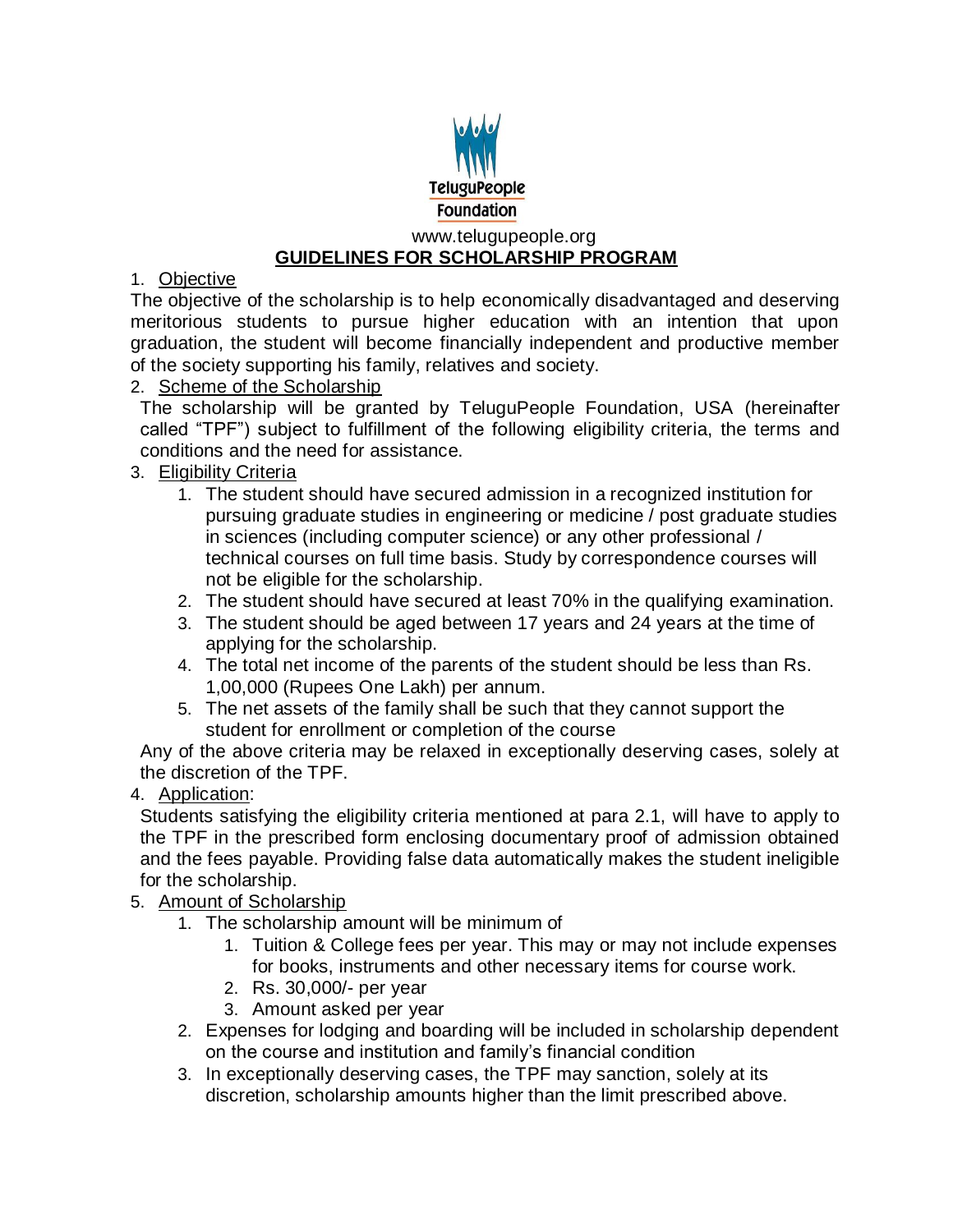TeluguPeople Foundation

www.telugupeople.org

# GUIDELINES FOR SCHOLARSHIP PROGRAM

1. Objective

The objective of the scholarship is to help economically disadvantaged and deserving meritorious students to pursue higher education with an intention that upon graduation, the student will become financially independent and productive member of the society supporting his family, relatives and society.

2. Scheme of the Scholarship

The scholarship will be granted by TeluguPeople Foundation, USA (hereinafter called "TPF") subject to fulfillment of the following eligibility criteria, the terms and conditions and the need for assistance.

3. Eligibility Criteria
   1. The student should have secured admission in a recognized institution for pursuing graduate studies in engineering or medicine / post graduate studies in sciences (including computer science) or any other professional / technical courses on full time basis. Study by correspondence courses will not be eligible for the scholarship.
   2. The student should have secured at least 70% in the qualifying examination.
   3. The student should be aged between 17 years and 24 years at the time of applying for the scholarship.
   4. The total net income of the parents of the student should be less than Rs. 1,00,000 (Rupees One Lakh) per annum.
   5. The net assets of the family shall be such that they cannot support the student for enrollment or completion of the course

Any of the above criteria may be relaxed in exceptionally deserving cases, solely at the discretion of the TPF.

4. Application:

Students satisfying the eligibility criteria mentioned at para 2.1, will have to apply to the TPF in the prescribed form enclosing documentary proof of admission obtained and the fees payable. Providing false data automatically makes the student ineligible for the scholarship.

5. Amount of Scholarship
   1. The scholarship amount will be minimum of
      1. Tuition & College fees per year. This may or may not include expenses for books, instruments and other necessary items for course work.
      2. Rs. 30,000/- per year
      3. Amount asked per year
   2. Expenses for lodging and boarding will be included in scholarship dependent on the course and institution and family's financial condition
   3. In exceptionally deserving cases, the TPF may sanction, solely at its discretion, scholarship amounts higher than the limit prescribed above.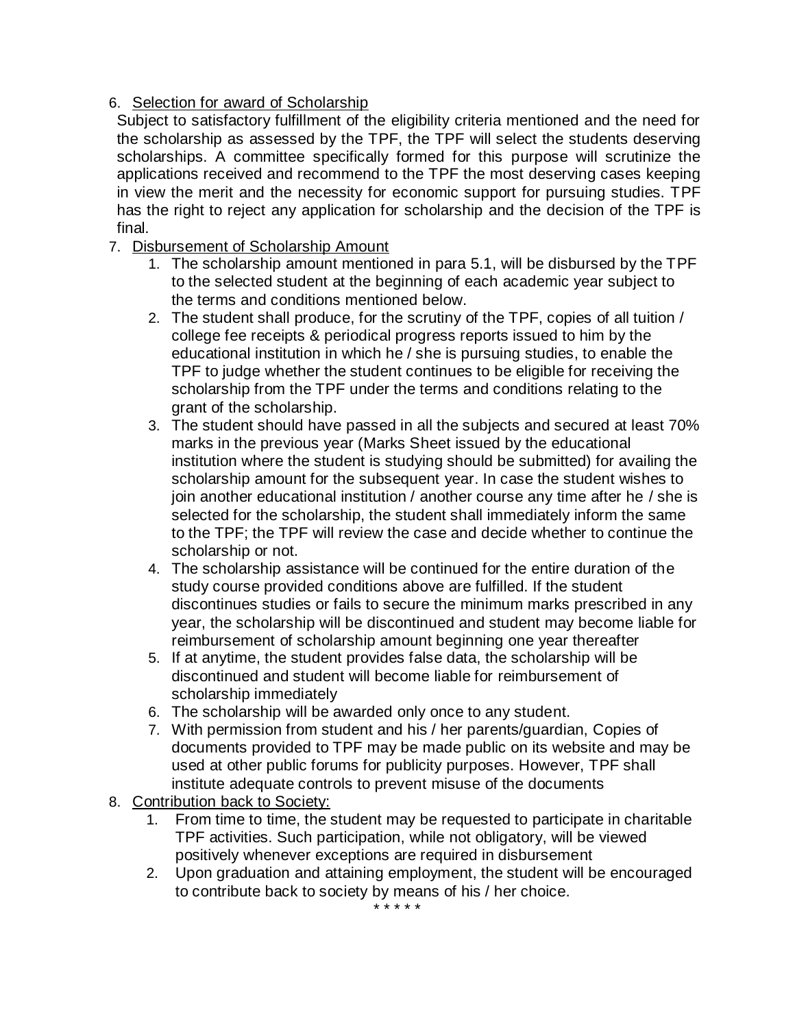6. <u>Selection for award of Scholarship</u>

Subject to satisfactory fulfillment of the eligibility criteria mentioned and the need for the scholarship as assessed by the TPF, the TPF will select the students deserving scholarships. A committee specifically formed for this purpose will scrutinize the applications received and recommend to the TPF the most deserving cases keeping in view the merit and the necessity for economic support for pursuing studies. TPF has the right to reject any application for scholarship and the decision of the TPF is final.

7. <u>Disbursement of Scholarship Amount</u>
    1. The scholarship amount mentioned in para 5.1, will be disbursed by the TPF to the selected student at the beginning of each academic year subject to the terms and conditions mentioned below.
    2. The student shall produce, for the scrutiny of the TPF, copies of all tuition / college fee receipts & periodical progress reports issued to him by the educational institution in which he / she is pursuing studies, to enable the TPF to judge whether the student continues to be eligible for receiving the scholarship from the TPF under the terms and conditions relating to the grant of the scholarship.
    3. The student should have passed in all the subjects and secured at least 70% marks in the previous year (Marks Sheet issued by the educational institution where the student is studying should be submitted) for availing the scholarship amount for the subsequent year. In case the student wishes to join another educational institution / another course any time after he / she is selected for the scholarship, the student shall immediately inform the same to the TPF; the TPF will review the case and decide whether to continue the scholarship or not.
    4. The scholarship assistance will be continued for the entire duration of the study course provided conditions above are fulfilled. If the student discontinues studies or fails to secure the minimum marks prescribed in any year, the scholarship will be discontinued and student may become liable for reimbursement of scholarship amount beginning one year thereafter
    5. If at anytime, the student provides false data, the scholarship will be discontinued and student will become liable for reimbursement of scholarship immediately
    6. The scholarship will be awarded only once to any student.
    7. With permission from student and his / her parents/guardian, Copies of documents provided to TPF may be made public on its website and may be used at other public forums for publicity purposes. However, TPF shall institute adequate controls to prevent misuse of the documents

8. <u>Contribution back to Society:</u>
    1. From time to time, the student may be requested to participate in charitable TPF activities. Such participation, while not obligatory, will be viewed positively whenever exceptions are required in disbursement
    2. Upon graduation and attaining employment, the student will be encouraged to contribute back to society by means of his / her choice.

\* \* \* \* \*